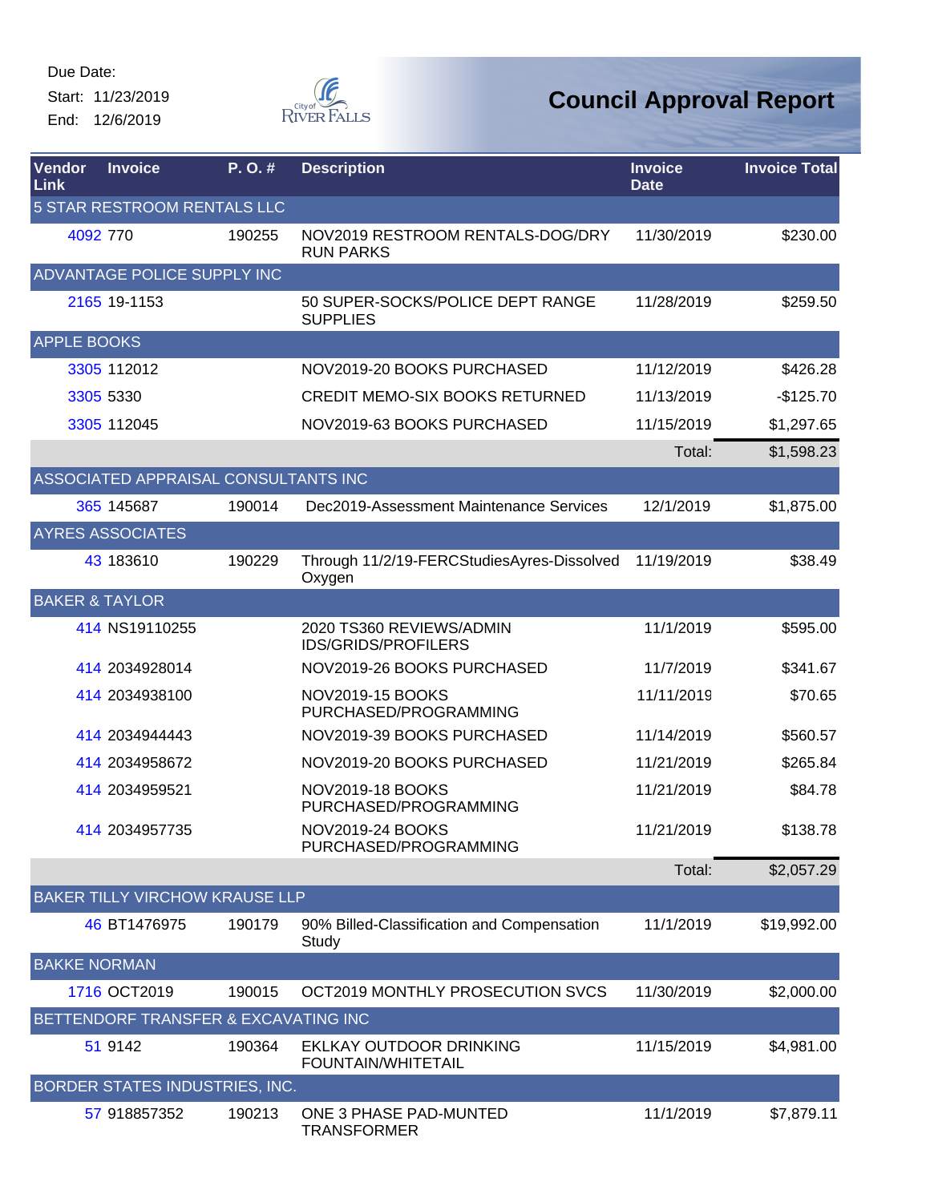Due Date:

Start: 11/23/2019

End: 12/6/2019

# Council Approval Report

| Vendor Link | Invoice | P. O. # | Description | Invoice Date | Invoice Total |
|---|---|---|---|---|---|
| 5 STAR RESTROOM RENTALS LLC | | | | | |
| 4092 | 770 | 190255 | NOV2019 RESTROOM RENTALS-DOG/DRY RUN PARKS | 11/30/2019 | $230.00 |
| ADVANTAGE POLICE SUPPLY INC | | | | | |
| 2165 | 19-1153 | | 50 SUPER-SOCKS/POLICE DEPT RANGE SUPPLIES | 11/28/2019 | $259.50 |
| APPLE BOOKS | | | | | |
| 3305 | 112012 | | NOV2019-20 BOOKS PURCHASED | 11/12/2019 | $426.28 |
| 3305 | 5330 | | CREDIT MEMO-SIX BOOKS RETURNED | 11/13/2019 | -$125.70 |
| 3305 | 112045 | | NOV2019-63 BOOKS PURCHASED | 11/15/2019 | $1,297.65 |
| | | | | Total: | $1,598.23 |
| ASSOCIATED APPRAISAL CONSULTANTS INC | | | | | |
| 365 | 145687 | 190014 | Dec2019-Assessment Maintenance Services | 12/1/2019 | $1,875.00 |
| AYRES ASSOCIATES | | | | | |
| 43 | 183610 | 190229 | Through 11/2/19-FERCStudiesAyres-Dissolved Oxygen | 11/19/2019 | $38.49 |
| BAKER & TAYLOR | | | | | |
| 414 | NS19110255 | | 2020 TS360 REVIEWS/ADMIN IDS/GRIDS/PROFILERS | 11/1/2019 | $595.00 |
| 414 | 2034928014 | | NOV2019-26 BOOKS PURCHASED | 11/7/2019 | $341.67 |
| 414 | 2034938100 | | NOV2019-15 BOOKS PURCHASED/PROGRAMMING | 11/11/2019 | $70.65 |
| 414 | 2034944443 | | NOV2019-39 BOOKS PURCHASED | 11/14/2019 | $560.57 |
| 414 | 2034958672 | | NOV2019-20 BOOKS PURCHASED | 11/21/2019 | $265.84 |
| 414 | 2034959521 | | NOV2019-18 BOOKS PURCHASED/PROGRAMMING | 11/21/2019 | $84.78 |
| 414 | 2034957735 | | NOV2019-24 BOOKS PURCHASED/PROGRAMMING | 11/21/2019 | $138.78 |
| | | | | Total: | $2,057.29 |
| BAKER TILLY VIRCHOW KRAUSE LLP | | | | | |
| 46 | BT1476975 | 190179 | 90% Billed-Classification and Compensation Study | 11/1/2019 | $19,992.00 |
| BAKKE NORMAN | | | | | |
| 1716 | OCT2019 | 190015 | OCT2019 MONTHLY PROSECUTION SVCS | 11/30/2019 | $2,000.00 |
| BETTENDORF TRANSFER & EXCAVATING INC | | | | | |
| 51 | 9142 | 190364 | EKLKAY OUTDOOR DRINKING FOUNTAIN/WHITETAIL | 11/15/2019 | $4,981.00 |
| BORDER STATES INDUSTRIES, INC. | | | | | |
| 57 | 918857352 | 190213 | ONE 3 PHASE PAD-MUNTED TRANSFORMER | 11/1/2019 | $7,879.11 |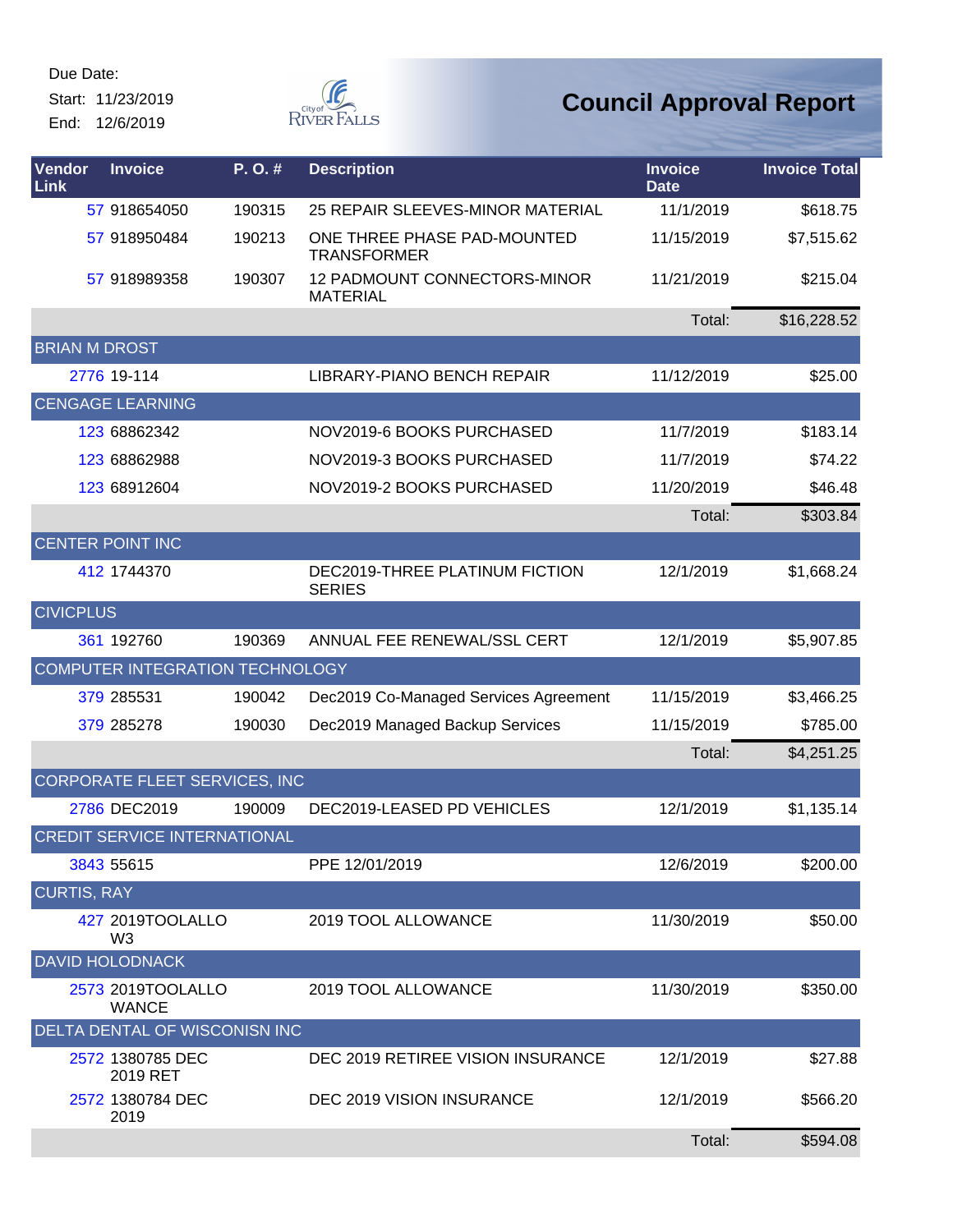Due Date:
Start: 11/23/2019
End: 12/6/2019

# Council Approval Report

| Vendor Link | Invoice | P. O. # | Description | Invoice Date | Invoice Total |
|---|---|---|---|---|---|
| 57 | 918654050 | 190315 | 25 REPAIR SLEEVES-MINOR MATERIAL | 11/1/2019 | $618.75 |
| 57 | 918950484 | 190213 | ONE THREE PHASE PAD-MOUNTED TRANSFORMER | 11/15/2019 | $7,515.62 |
| 57 | 918989358 | 190307 | 12 PADMOUNT CONNECTORS-MINOR MATERIAL | 11/21/2019 | $215.04 |
| | | | | Total: | $16,228.52 |
| BRIAN M DROST | | | | | |
| 2776 | 19-114 | | LIBRARY-PIANO BENCH REPAIR | 11/12/2019 | $25.00 |
| CENGAGE LEARNING | | | | | |
| 123 | 68862342 | | NOV2019-6 BOOKS PURCHASED | 11/7/2019 | $183.14 |
| 123 | 68862988 | | NOV2019-3 BOOKS PURCHASED | 11/7/2019 | $74.22 |
| 123 | 68912604 | | NOV2019-2 BOOKS PURCHASED | 11/20/2019 | $46.48 |
| | | | | Total: | $303.84 |
| CENTER POINT INC | | | | | |
| 412 | 1744370 | | DEC2019-THREE PLATINUM FICTION SERIES | 12/1/2019 | $1,668.24 |
| CIVICPLUS | | | | | |
| 361 | 192760 | 190369 | ANNUAL FEE RENEWAL/SSL CERT | 12/1/2019 | $5,907.85 |
| COMPUTER INTEGRATION TECHNOLOGY | | | | | |
| 379 | 285531 | 190042 | Dec2019 Co-Managed Services Agreement | 11/15/2019 | $3,466.25 |
| 379 | 285278 | 190030 | Dec2019 Managed Backup Services | 11/15/2019 | $785.00 |
| | | | | Total: | $4,251.25 |
| CORPORATE FLEET SERVICES, INC | | | | | |
| 2786 | DEC2019 | 190009 | DEC2019-LEASED PD VEHICLES | 12/1/2019 | $1,135.14 |
| CREDIT SERVICE INTERNATIONAL | | | | | |
| 3843 | 55615 | | PPE 12/01/2019 | 12/6/2019 | $200.00 |
| CURTIS, RAY | | | | | |
| 427 | 2019TOOLALLOW3 | | 2019 TOOL ALLOWANCE | 11/30/2019 | $50.00 |
| DAVID HOLODNACK | | | | | |
| 2573 | 2019TOOLALLOWANCE | | 2019 TOOL ALLOWANCE | 11/30/2019 | $350.00 |
| DELTA DENTAL OF WISCONISN INC | | | | | |
| 2572 | 1380785 DEC 2019 RET | | DEC 2019 RETIREE VISION INSURANCE | 12/1/2019 | $27.88 |
| 2572 | 1380784 DEC 2019 | | DEC 2019 VISION INSURANCE | 12/1/2019 | $566.20 |
| | | | | Total: | $594.08 |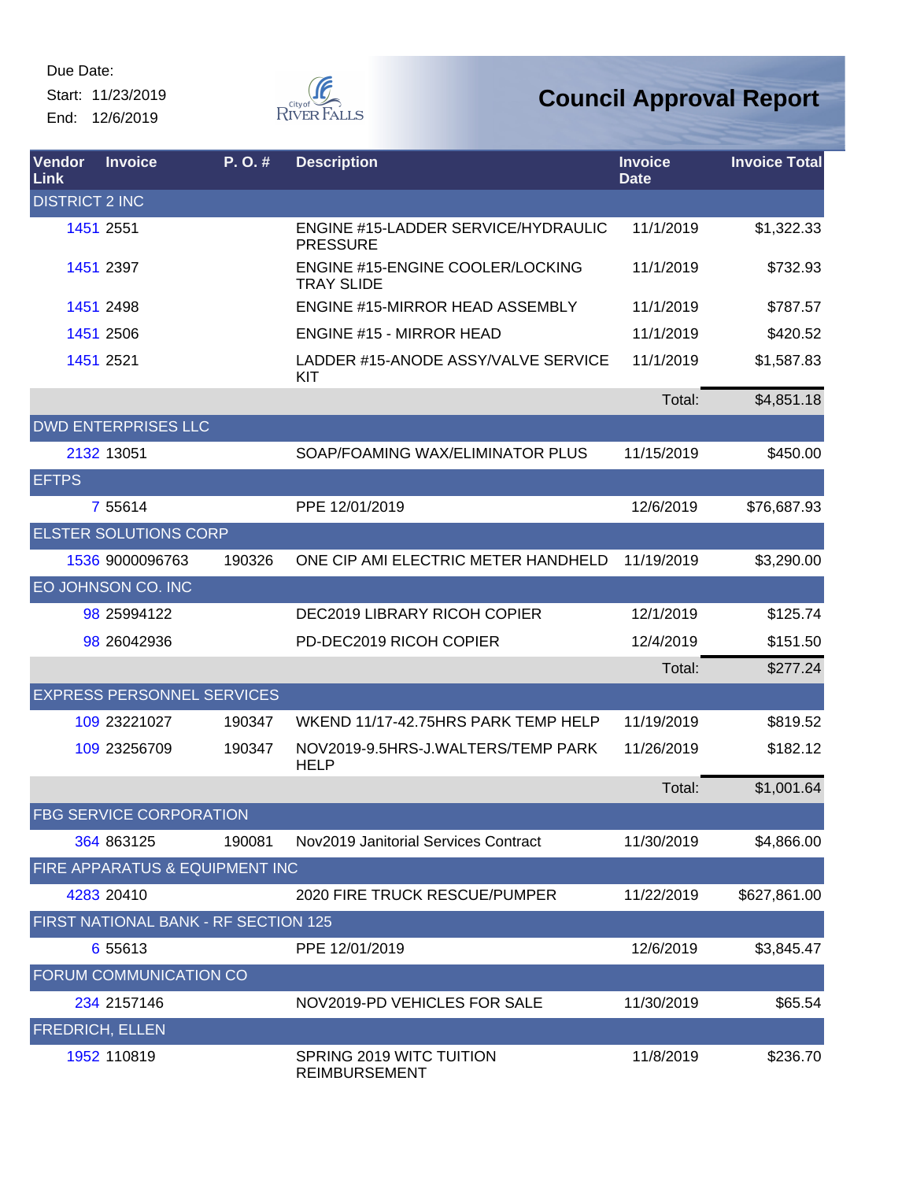Due Date:

Start: 11/23/2019

End: 12/6/2019

# Council Approval Report

| Vendor Link | Invoice | P. O. # | Description | Invoice Date | Invoice Total |
|---|---|---|---|---|---|
| DISTRICT 2 INC | | | | | |
| 1451 | 2551 | | ENGINE #15-LADDER SERVICE/HYDRAULIC PRESSURE | 11/1/2019 | $1,322.33 |
| 1451 | 2397 | | ENGINE #15-ENGINE COOLER/LOCKING TRAY SLIDE | 11/1/2019 | $732.93 |
| 1451 | 2498 | | ENGINE #15-MIRROR HEAD ASSEMBLY | 11/1/2019 | $787.57 |
| 1451 | 2506 | | ENGINE #15 - MIRROR HEAD | 11/1/2019 | $420.52 |
| 1451 | 2521 | | LADDER #15-ANODE ASSY/VALVE SERVICE KIT | 11/1/2019 | $1,587.83 |
| | | | | Total: | $4,851.18 |
| DWD ENTERPRISES LLC | | | | | |
| 2132 | 13051 | | SOAP/FOAMING WAX/ELIMINATOR PLUS | 11/15/2019 | $450.00 |
| EFTPS | | | | | |
| 7 | 55614 | | PPE 12/01/2019 | 12/6/2019 | $76,687.93 |
| ELSTER SOLUTIONS CORP | | | | | |
| 1536 | 9000096763 | 190326 | ONE CIP AMI ELECTRIC METER HANDHELD | 11/19/2019 | $3,290.00 |
| EO JOHNSON CO. INC | | | | | |
| 98 | 25994122 | | DEC2019 LIBRARY RICOH COPIER | 12/1/2019 | $125.74 |
| 98 | 26042936 | | PD-DEC2019 RICOH COPIER | 12/4/2019 | $151.50 |
| | | | | Total: | $277.24 |
| EXPRESS PERSONNEL SERVICES | | | | | |
| 109 | 23221027 | 190347 | WKEND 11/17-42.75HRS PARK TEMP HELP | 11/19/2019 | $819.52 |
| 109 | 23256709 | 190347 | NOV2019-9.5HRS-J.WALTERS/TEMP PARK HELP | 11/26/2019 | $182.12 |
| | | | | Total: | $1,001.64 |
| FBG SERVICE CORPORATION | | | | | |
| 364 | 863125 | 190081 | Nov2019 Janitorial Services Contract | 11/30/2019 | $4,866.00 |
| FIRE APPARATUS & EQUIPMENT INC | | | | | |
| 4283 | 20410 | | 2020 FIRE TRUCK RESCUE/PUMPER | 11/22/2019 | $627,861.00 |
| FIRST NATIONAL BANK - RF SECTION 125 | | | | | |
| 6 | 55613 | | PPE 12/01/2019 | 12/6/2019 | $3,845.47 |
| FORUM COMMUNICATION CO | | | | | |
| 234 | 2157146 | | NOV2019-PD VEHICLES FOR SALE | 11/30/2019 | $65.54 |
| FREDRICH, ELLEN | | | | | |
| 1952 | 110819 | | SPRING 2019 WITC TUITION REIMBURSEMENT | 11/8/2019 | $236.70 |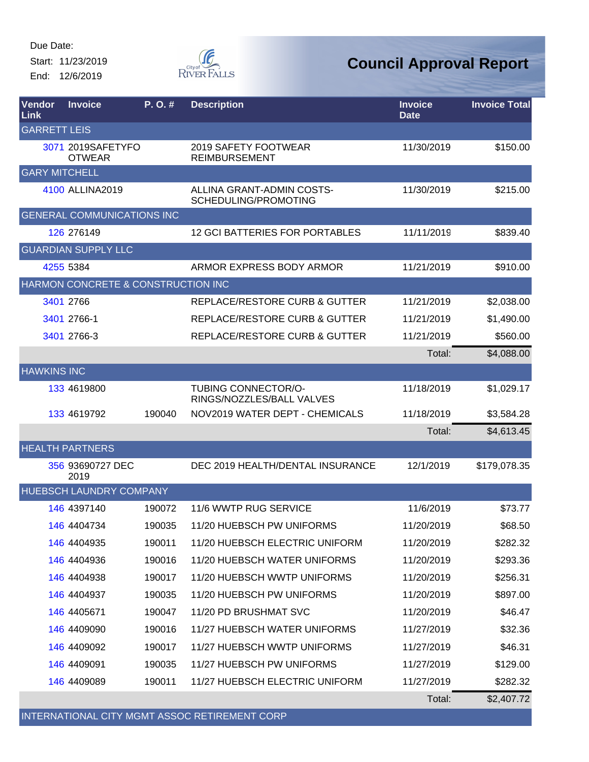Due Date:
Start: 11/23/2019
End: 12/6/2019

City of River Falls

# Council Approval Report

| Vendor Link | Invoice | P. O. # | Description | Invoice Date | Invoice Total |
|---|---|---|---|---|---|
| GARRETT LEIS | | | | | |
| 3071 | 2019SAFETYFOOTWEAR | | 2019 SAFETY FOOTWEAR REIMBURSEMENT | 11/30/2019 | $150.00 |
| GARY MITCHELL | | | | | |
| 4100 | ALLINA2019 | | ALLINA GRANT-ADMIN COSTS-SCHEDULING/PROMOTING | 11/30/2019 | $215.00 |
| GENERAL COMMUNICATIONS INC | | | | | |
| 126 | 276149 | | 12 GCI BATTERIES FOR PORTABLES | 11/11/2019 | $839.40 |
| GUARDIAN SUPPLY LLC | | | | | |
| 4255 | 5384 | | ARMOR EXPRESS BODY ARMOR | 11/21/2019 | $910.00 |
| HARMON CONCRETE & CONSTRUCTION INC | | | | | |
| 3401 | 2766 | | REPLACE/RESTORE CURB & GUTTER | 11/21/2019 | $2,038.00 |
| 3401 | 2766-1 | | REPLACE/RESTORE CURB & GUTTER | 11/21/2019 | $1,490.00 |
| 3401 | 2766-3 | | REPLACE/RESTORE CURB & GUTTER | 11/21/2019 | $560.00 |
| | | | | Total: | $4,088.00 |
| HAWKINS INC | | | | | |
| 133 | 4619800 | | TUBING CONNECTOR/O-RINGS/NOZZLES/BALL VALVES | 11/18/2019 | $1,029.17 |
| 133 | 4619792 | 190040 | NOV2019 WATER DEPT - CHEMICALS | 11/18/2019 | $3,584.28 |
| | | | | Total: | $4,613.45 |
| HEALTH PARTNERS | | | | | |
| 356 | 93690727 DEC 2019 | | DEC 2019 HEALTH/DENTAL INSURANCE | 12/1/2019 | $179,078.35 |
| HUEBSCH LAUNDRY COMPANY | | | | | |
| 146 | 4397140 | 190072 | 11/6 WWTP RUG SERVICE | 11/6/2019 | $73.77 |
| 146 | 4404734 | 190035 | 11/20 HUEBSCH PW UNIFORMS | 11/20/2019 | $68.50 |
| 146 | 4404935 | 190011 | 11/20 HUEBSCH ELECTRIC UNIFORM | 11/20/2019 | $282.32 |
| 146 | 4404936 | 190016 | 11/20 HUEBSCH WATER UNIFORMS | 11/20/2019 | $293.36 |
| 146 | 4404938 | 190017 | 11/20 HUEBSCH WWTP UNIFORMS | 11/20/2019 | $256.31 |
| 146 | 4404937 | 190035 | 11/20 HUEBSCH PW UNIFORMS | 11/20/2019 | $897.00 |
| 146 | 4405671 | 190047 | 11/20 PD BRUSHMAT SVC | 11/20/2019 | $46.47 |
| 146 | 4409090 | 190016 | 11/27 HUEBSCH WATER UNIFORMS | 11/27/2019 | $32.36 |
| 146 | 4409092 | 190017 | 11/27 HUEBSCH WWTP UNIFORMS | 11/27/2019 | $46.31 |
| 146 | 4409091 | 190035 | 11/27 HUEBSCH PW UNIFORMS | 11/27/2019 | $129.00 |
| 146 | 4409089 | 190011 | 11/27 HUEBSCH ELECTRIC UNIFORM | 11/27/2019 | $282.32 |
| | | | | Total: | $2,407.72 |
| INTERNATIONAL CITY MGMT ASSOC RETIREMENT CORP | | | | | |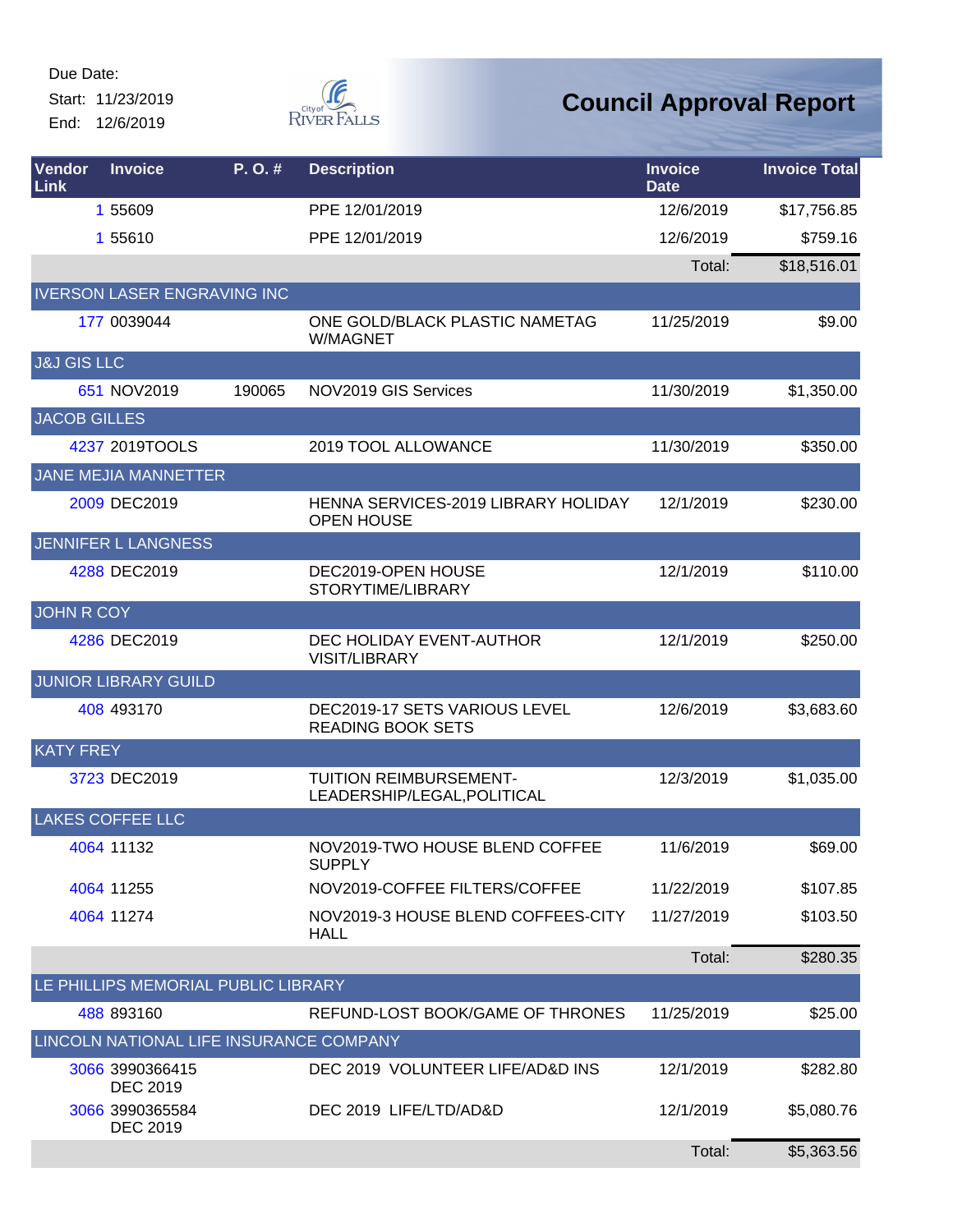Due Date:

Start: 11/23/2019

End: 12/6/2019

# Council Approval Report

| Vendor Link | Invoice | P. O. # | Description | Invoice Date | Invoice Total |
|---|---|---|---|---|---|
| 1 | 55609 | | PPE 12/01/2019 | 12/6/2019 | $17,756.85 |
| 1 | 55610 | | PPE 12/01/2019 | 12/6/2019 | $759.16 |
| | | | | Total: | $18,516.01 |
| IVERSON LASER ENGRAVING INC | | | | | |
| 177 | 0039044 | | ONE GOLD/BLACK PLASTIC NAMETAG W/MAGNET | 11/25/2019 | $9.00 |
| J&J GIS LLC | | | | | |
| 651 | NOV2019 | 190065 | NOV2019 GIS Services | 11/30/2019 | $1,350.00 |
| JACOB GILLES | | | | | |
| 4237 | 2019TOOLS | | 2019 TOOL ALLOWANCE | 11/30/2019 | $350.00 |
| JANE MEJIA MANNETTER | | | | | |
| 2009 | DEC2019 | | HENNA SERVICES-2019 LIBRARY HOLIDAY OPEN HOUSE | 12/1/2019 | $230.00 |
| JENNIFER L LANGNESS | | | | | |
| 4288 | DEC2019 | | DEC2019-OPEN HOUSE STORYTIME/LIBRARY | 12/1/2019 | $110.00 |
| JOHN R COY | | | | | |
| 4286 | DEC2019 | | DEC HOLIDAY EVENT-AUTHOR VISIT/LIBRARY | 12/1/2019 | $250.00 |
| JUNIOR LIBRARY GUILD | | | | | |
| 408 | 493170 | | DEC2019-17 SETS VARIOUS LEVEL READING BOOK SETS | 12/6/2019 | $3,683.60 |
| KATY FREY | | | | | |
| 3723 | DEC2019 | | TUITION REIMBURSEMENT-LEADERSHIP/LEGAL,POLITICAL | 12/3/2019 | $1,035.00 |
| LAKES COFFEE LLC | | | | | |
| 4064 | 11132 | | NOV2019-TWO HOUSE BLEND COFFEE SUPPLY | 11/6/2019 | $69.00 |
| 4064 | 11255 | | NOV2019-COFFEE FILTERS/COFFEE | 11/22/2019 | $107.85 |
| 4064 | 11274 | | NOV2019-3 HOUSE BLEND COFFEES-CITY HALL | 11/27/2019 | $103.50 |
| | | | | Total: | $280.35 |
| LE PHILLIPS MEMORIAL PUBLIC LIBRARY | | | | | |
| 488 | 893160 | | REFUND-LOST BOOK/GAME OF THRONES | 11/25/2019 | $25.00 |
| LINCOLN NATIONAL LIFE INSURANCE COMPANY | | | | | |
| 3066 | 3990366415 DEC 2019 | | DEC 2019 VOLUNTEER LIFE/AD&D INS | 12/1/2019 | $282.80 |
| 3066 | 3990365584 DEC 2019 | | DEC 2019 LIFE/LTD/AD&D | 12/1/2019 | $5,080.76 |
| | | | | Total: | $5,363.56 |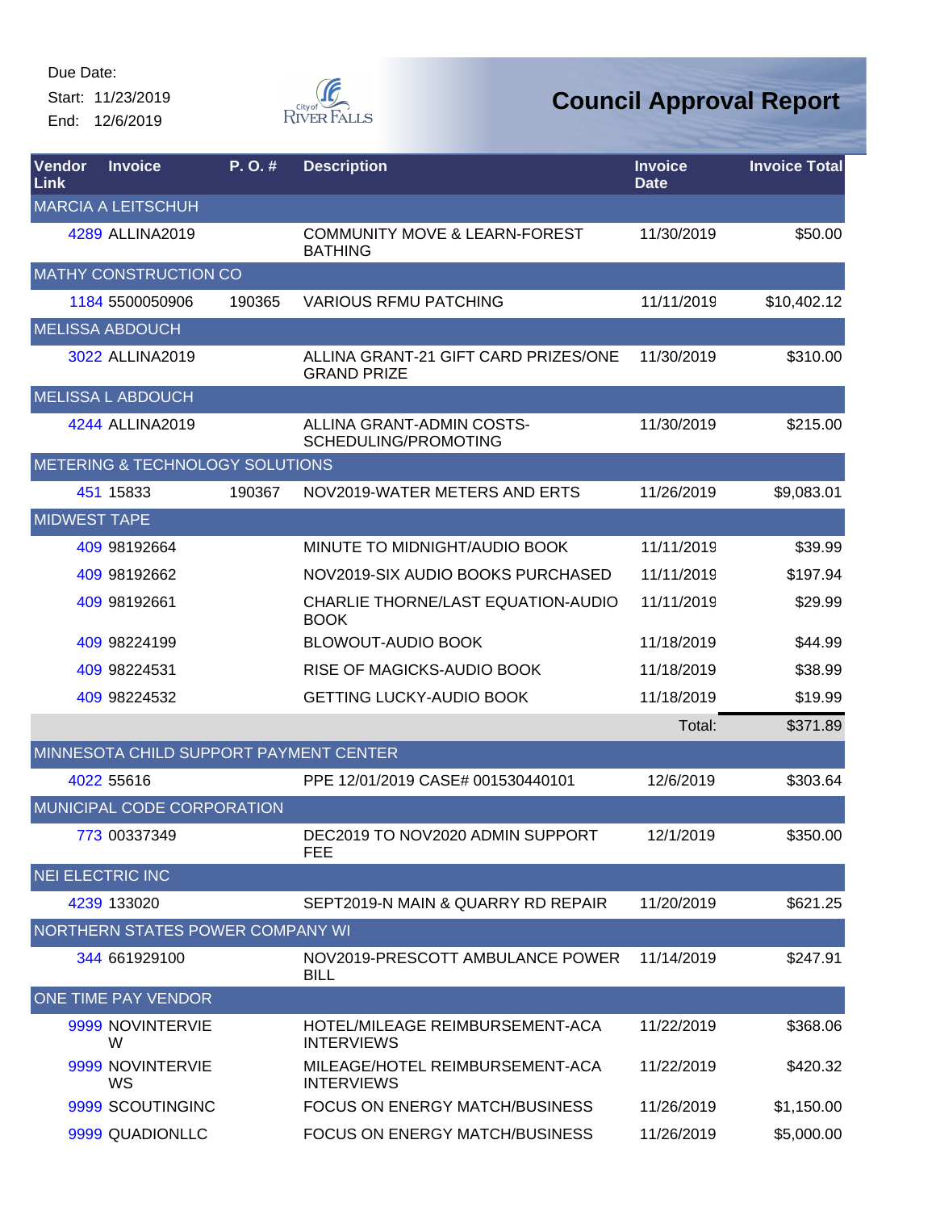Due Date:
Start: 11/23/2019
End: 12/6/2019

City of River Falls

# Council Approval Report

| Vendor Link | Invoice | P. O. # | Description | Invoice Date | Invoice Total |
|---|---|---|---|---|---|
| MARCIA A LEITSCHUH | | | | | |
| 4289 | ALLINA2019 | | COMMUNITY MOVE & LEARN-FOREST BATHING | 11/30/2019 | $50.00 |
| MATHY CONSTRUCTION CO | | | | | |
| 1184 | 5500050906 | 190365 | VARIOUS RFMU PATCHING | 11/11/2019 | $10,402.12 |
| MELISSA ABDOUCH | | | | | |
| 3022 | ALLINA2019 | | ALLINA GRANT-21 GIFT CARD PRIZES/ONE GRAND PRIZE | 11/30/2019 | $310.00 |
| MELISSA L ABDOUCH | | | | | |
| 4244 | ALLINA2019 | | ALLINA GRANT-ADMIN COSTS-SCHEDULING/PROMOTING | 11/30/2019 | $215.00 |
| METERING & TECHNOLOGY SOLUTIONS | | | | | |
| 451 | 15833 | 190367 | NOV2019-WATER METERS AND ERTS | 11/26/2019 | $9,083.01 |
| MIDWEST TAPE | | | | | |
| 409 | 98192664 | | MINUTE TO MIDNIGHT/AUDIO BOOK | 11/11/2019 | $39.99 |
| 409 | 98192662 | | NOV2019-SIX AUDIO BOOKS PURCHASED | 11/11/2019 | $197.94 |
| 409 | 98192661 | | CHARLIE THORNE/LAST EQUATION-AUDIO BOOK | 11/11/2019 | $29.99 |
| 409 | 98224199 | | BLOWOUT-AUDIO BOOK | 11/18/2019 | $44.99 |
| 409 | 98224531 | | RISE OF MAGICKS-AUDIO BOOK | 11/18/2019 | $38.99 |
| 409 | 98224532 | | GETTING LUCKY-AUDIO BOOK | 11/18/2019 | $19.99 |
| | | | | Total: | $371.89 |
| MINNESOTA CHILD SUPPORT PAYMENT CENTER | | | | | |
| 4022 | 55616 | | PPE 12/01/2019 CASE# 001530440101 | 12/6/2019 | $303.64 |
| MUNICIPAL CODE CORPORATION | | | | | |
| 773 | 00337349 | | DEC2019 TO NOV2020 ADMIN SUPPORT FEE | 12/1/2019 | $350.00 |
| NEI ELECTRIC INC | | | | | |
| 4239 | 133020 | | SEPT2019-N MAIN & QUARRY RD REPAIR | 11/20/2019 | $621.25 |
| NORTHERN STATES POWER COMPANY WI | | | | | |
| 344 | 661929100 | | NOV2019-PRESCOTT AMBULANCE POWER BILL | 11/14/2019 | $247.91 |
| ONE TIME PAY VENDOR | | | | | |
| 9999 | NOVINTERVIEW | | HOTEL/MILEAGE REIMBURSEMENT-ACA INTERVIEWS | 11/22/2019 | $368.06 |
| 9999 | NOVINTERVIEWS | | MILEAGE/HOTEL REIMBURSEMENT-ACA INTERVIEWS | 11/22/2019 | $420.32 |
| 9999 | SCOUTINGINC | | FOCUS ON ENERGY MATCH/BUSINESS | 11/26/2019 | $1,150.00 |
| 9999 | QUADIONLLC | | FOCUS ON ENERGY MATCH/BUSINESS | 11/26/2019 | $5,000.00 |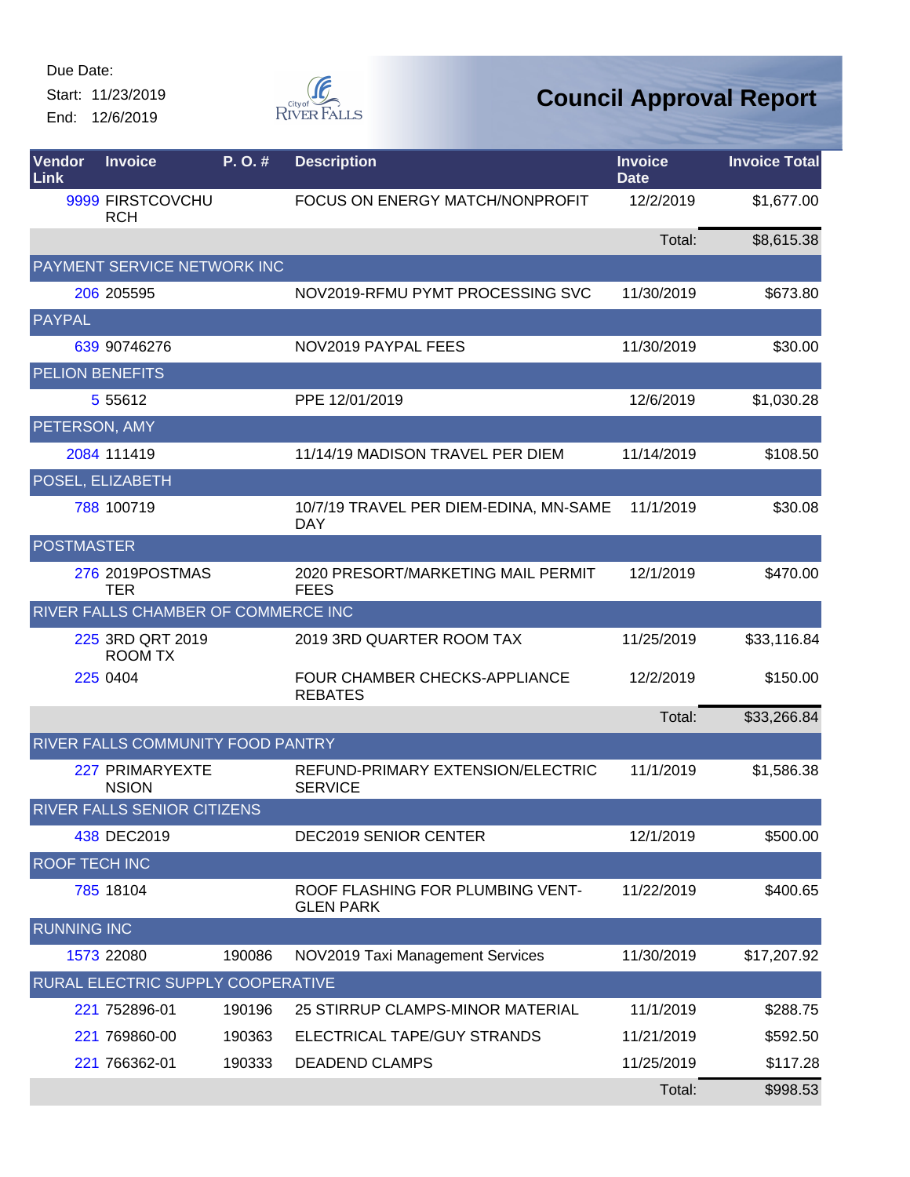Due Date:
Start: 11/23/2019
End: 12/6/2019

# Council Approval Report

| Vendor Link | Invoice | P. O. # | Description | Invoice Date | Invoice Total |
|---|---|---|---|---|---|
| 9999 | FIRSTCOVCHURCH | | FOCUS ON ENERGY MATCH/NONPROFIT | 12/2/2019 | $1,677.00 |
| | | | | Total: | $8,615.38 |
| PAYMENT SERVICE NETWORK INC | | | | | |
| 206 | 205595 | | NOV2019-RFMU PYMT PROCESSING SVC | 11/30/2019 | $673.80 |
| PAYPAL | | | | | |
| 639 | 90746276 | | NOV2019 PAYPAL FEES | 11/30/2019 | $30.00 |
| PELION BENEFITS | | | | | |
| 5 | 55612 | | PPE 12/01/2019 | 12/6/2019 | $1,030.28 |
| PETERSON, AMY | | | | | |
| 2084 | 111419 | | 11/14/19 MADISON TRAVEL PER DIEM | 11/14/2019 | $108.50 |
| POSEL, ELIZABETH | | | | | |
| 788 | 100719 | | 10/7/19 TRAVEL PER DIEM-EDINA, MN-SAME DAY | 11/1/2019 | $30.08 |
| POSTMASTER | | | | | |
| 276 | 2019POSTMASTER | | 2020 PRESORT/MARKETING MAIL PERMIT FEES | 12/1/2019 | $470.00 |
| RIVER FALLS CHAMBER OF COMMERCE INC | | | | | |
| 225 | 3RD QRT 2019 ROOM TX | | 2019 3RD QUARTER ROOM TAX | 11/25/2019 | $33,116.84 |
| 225 | 0404 | | FOUR CHAMBER CHECKS-APPLIANCE REBATES | 12/2/2019 | $150.00 |
| | | | | Total: | $33,266.84 |
| RIVER FALLS COMMUNITY FOOD PANTRY | | | | | |
| 227 | PRIMARYEXTENSION | | REFUND-PRIMARY EXTENSION/ELECTRIC SERVICE | 11/1/2019 | $1,586.38 |
| RIVER FALLS SENIOR CITIZENS | | | | | |
| 438 | DEC2019 | | DEC2019 SENIOR CENTER | 12/1/2019 | $500.00 |
| ROOF TECH INC | | | | | |
| 785 | 18104 | | ROOF FLASHING FOR PLUMBING VENT-GLEN PARK | 11/22/2019 | $400.65 |
| RUNNING INC | | | | | |
| 1573 | 22080 | 190086 | NOV2019 Taxi Management Services | 11/30/2019 | $17,207.92 |
| RURAL ELECTRIC SUPPLY COOPERATIVE | | | | | |
| 221 | 752896-01 | 190196 | 25 STIRRUP CLAMPS-MINOR MATERIAL | 11/1/2019 | $288.75 |
| 221 | 769860-00 | 190363 | ELECTRICAL TAPE/GUY STRANDS | 11/21/2019 | $592.50 |
| 221 | 766362-01 | 190333 | DEADEND CLAMPS | 11/25/2019 | $117.28 |
| | | | | Total: | $998.53 |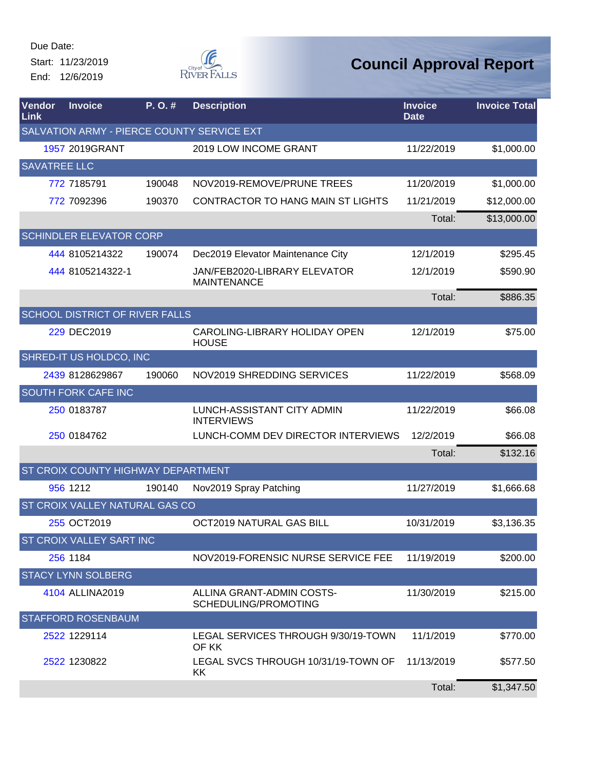Due Date:
Start: 11/23/2019
End: 12/6/2019

# Council Approval Report

| Vendor Link | Invoice | P. O. # | Description | Invoice Date | Invoice Total |
|---|---|---|---|---|---|
| SALVATION ARMY - PIERCE COUNTY SERVICE EXT | | | | | |
| 1957 | 2019GRANT | | 2019 LOW INCOME GRANT | 11/22/2019 | $1,000.00 |
| SAVATREE LLC | | | | | |
| 772 | 7185791 | 190048 | NOV2019-REMOVE/PRUNE TREES | 11/20/2019 | $1,000.00 |
| 772 | 7092396 | 190370 | CONTRACTOR TO HANG MAIN ST LIGHTS | 11/21/2019 | $12,000.00 |
| | | | | Total: | $13,000.00 |
| SCHINDLER ELEVATOR CORP | | | | | |
| 444 | 8105214322 | 190074 | Dec2019 Elevator Maintenance City | 12/1/2019 | $295.45 |
| 444 | 8105214322-1 | | JAN/FEB2020-LIBRARY ELEVATOR MAINTENANCE | 12/1/2019 | $590.90 |
| | | | | Total: | $886.35 |
| SCHOOL DISTRICT OF RIVER FALLS | | | | | |
| 229 | DEC2019 | | CAROLING-LIBRARY HOLIDAY OPEN HOUSE | 12/1/2019 | $75.00 |
| SHRED-IT US HOLDCO, INC | | | | | |
| 2439 | 8128629867 | 190060 | NOV2019 SHREDDING SERVICES | 11/22/2019 | $568.09 |
| SOUTH FORK CAFE INC | | | | | |
| 250 | 0183787 | | LUNCH-ASSISTANT CITY ADMIN INTERVIEWS | 11/22/2019 | $66.08 |
| 250 | 0184762 | | LUNCH-COMM DEV DIRECTOR INTERVIEWS | 12/2/2019 | $66.08 |
| | | | | Total: | $132.16 |
| ST CROIX COUNTY HIGHWAY DEPARTMENT | | | | | |
| 956 | 1212 | 190140 | Nov2019 Spray Patching | 11/27/2019 | $1,666.68 |
| ST CROIX VALLEY NATURAL GAS CO | | | | | |
| 255 | OCT2019 | | OCT2019 NATURAL GAS BILL | 10/31/2019 | $3,136.35 |
| ST CROIX VALLEY SART INC | | | | | |
| 256 | 1184 | | NOV2019-FORENSIC NURSE SERVICE FEE | 11/19/2019 | $200.00 |
| STACY LYNN SOLBERG | | | | | |
| 4104 | ALLINA2019 | | ALLINA GRANT-ADMIN COSTS-SCHEDULING/PROMOTING | 11/30/2019 | $215.00 |
| STAFFORD ROSENBAUM | | | | | |
| 2522 | 1229114 | | LEGAL SERVICES THROUGH 9/30/19-TOWN OF KK | 11/1/2019 | $770.00 |
| 2522 | 1230822 | | LEGAL SVCS THROUGH 10/31/19-TOWN OF KK | 11/13/2019 | $577.50 |
| | | | | Total: | $1,347.50 |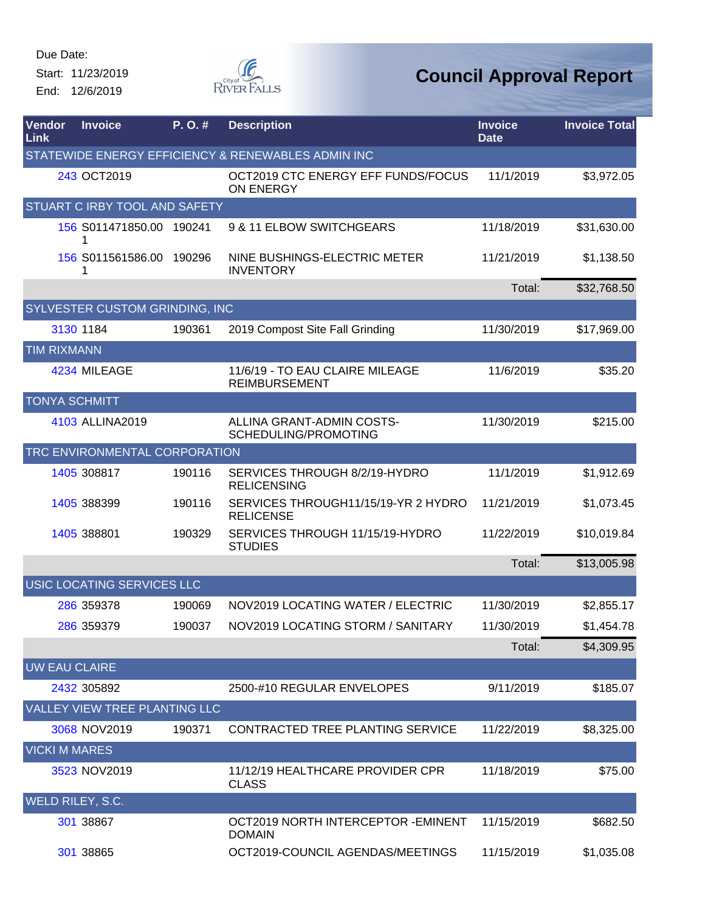Due Date:
Start: 11/23/2019
End: 12/6/2019

# Council Approval Report

| Vendor Link | Invoice | P. O. # | Description | Invoice Date | Invoice Total |
|---|---|---|---|---|---|
| STATEWIDE ENERGY EFFICIENCY & RENEWABLES ADMIN INC | | | | | |
| 243 | OCT2019 | | OCT2019 CTC ENERGY EFF FUNDS/FOCUS ON ENERGY | 11/1/2019 | $3,972.05 |
| STUART C IRBY TOOL AND SAFETY | | | | | |
| 156 | S011471850.00 1 | 190241 | 9 & 11 ELBOW SWITCHGEARS | 11/18/2019 | $31,630.00 |
| 156 | S011561586.00 1 | 190296 | NINE BUSHINGS-ELECTRIC METER INVENTORY | 11/21/2019 | $1,138.50 |
| | | | | Total: | $32,768.50 |
| SYLVESTER CUSTOM GRINDING, INC | | | | | |
| 3130 | 1184 | 190361 | 2019 Compost Site Fall Grinding | 11/30/2019 | $17,969.00 |
| TIM RIXMANN | | | | | |
| 4234 | MILEAGE | | 11/6/19 - TO EAU CLAIRE MILEAGE REIMBURSEMENT | 11/6/2019 | $35.20 |
| TONYA SCHMITT | | | | | |
| 4103 | ALLINA2019 | | ALLINA GRANT-ADMIN COSTS-SCHEDULING/PROMOTING | 11/30/2019 | $215.00 |
| TRC ENVIRONMENTAL CORPORATION | | | | | |
| 1405 | 308817 | 190116 | SERVICES THROUGH 8/2/19-HYDRO RELICENSING | 11/1/2019 | $1,912.69 |
| 1405 | 388399 | 190116 | SERVICES THROUGH11/15/19-YR 2 HYDRO RELICENSE | 11/21/2019 | $1,073.45 |
| 1405 | 388801 | 190329 | SERVICES THROUGH 11/15/19-HYDRO STUDIES | 11/22/2019 | $10,019.84 |
| | | | | Total: | $13,005.98 |
| USIC LOCATING SERVICES LLC | | | | | |
| 286 | 359378 | 190069 | NOV2019 LOCATING WATER / ELECTRIC | 11/30/2019 | $2,855.17 |
| 286 | 359379 | 190037 | NOV2019 LOCATING STORM / SANITARY | 11/30/2019 | $1,454.78 |
| | | | | Total: | $4,309.95 |
| UW EAU CLAIRE | | | | | |
| 2432 | 305892 | | 2500-#10 REGULAR ENVELOPES | 9/11/2019 | $185.07 |
| VALLEY VIEW TREE PLANTING LLC | | | | | |
| 3068 | NOV2019 | 190371 | CONTRACTED TREE PLANTING SERVICE | 11/22/2019 | $8,325.00 |
| VICKI M MARES | | | | | |
| 3523 | NOV2019 | | 11/12/19 HEALTHCARE PROVIDER CPR CLASS | 11/18/2019 | $75.00 |
| WELD RILEY, S.C. | | | | | |
| 301 | 38867 | | OCT2019 NORTH INTERCEPTOR -EMINENT DOMAIN | 11/15/2019 | $682.50 |
| 301 | 38865 | | OCT2019-COUNCIL AGENDAS/MEETINGS | 11/15/2019 | $1,035.08 |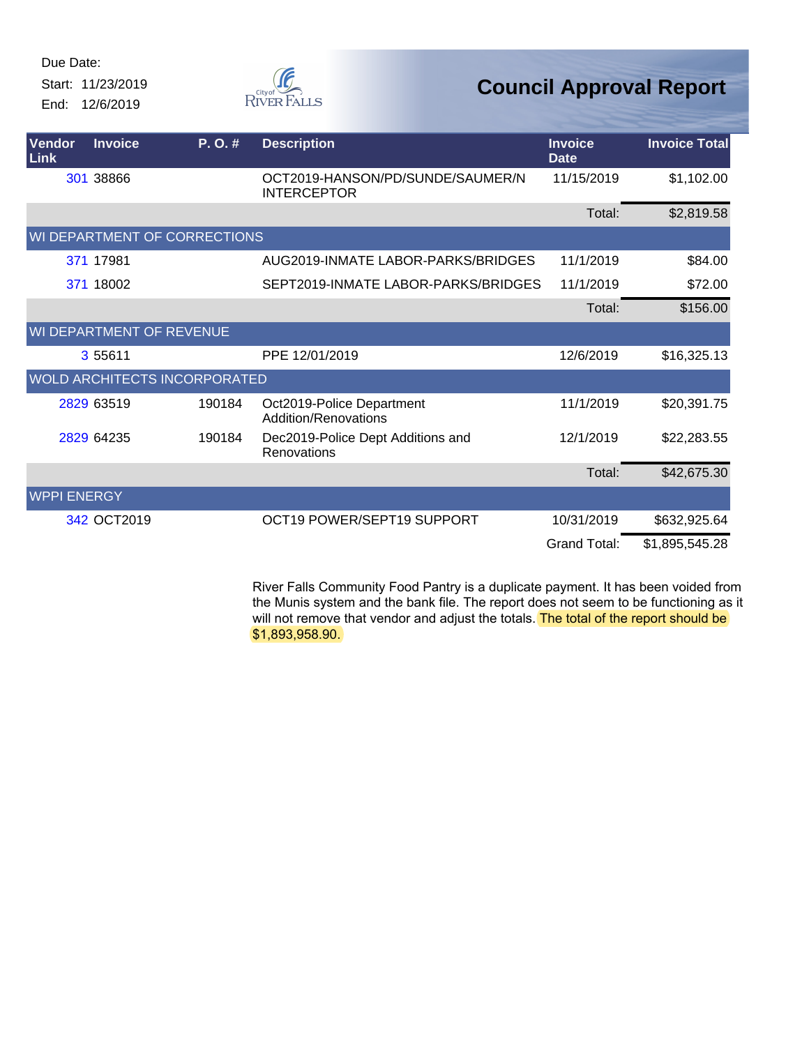Due Date:
Start: 11/23/2019
End: 12/6/2019

# Council Approval Report

| Vendor Link | Invoice | P. O. # | Description | Invoice Date | Invoice Total |
|---|---|---|---|---|---|
| 301 | 38866 | | OCT2019-HANSON/PD/SUNDE/SAUMER/N INTERCEPTOR | 11/15/2019 | $1,102.00 |
| | | | | Total: | $2,819.58 |
| WI DEPARTMENT OF CORRECTIONS | | | | | |
| 371 | 17981 | | AUG2019-INMATE LABOR-PARKS/BRIDGES | 11/1/2019 | $84.00 |
| 371 | 18002 | | SEPT2019-INMATE LABOR-PARKS/BRIDGES | 11/1/2019 | $72.00 |
| | | | | Total: | $156.00 |
| WI DEPARTMENT OF REVENUE | | | | | |
| 3 | 55611 | | PPE 12/01/2019 | 12/6/2019 | $16,325.13 |
| WOLD ARCHITECTS INCORPORATED | | | | | |
| 2829 | 63519 | 190184 | Oct2019-Police Department Addition/Renovations | 11/1/2019 | $20,391.75 |
| 2829 | 64235 | 190184 | Dec2019-Police Dept Additions and Renovations | 12/1/2019 | $22,283.55 |
| | | | | Total: | $42,675.30 |
| WPPI ENERGY | | | | | |
| 342 | OCT2019 | | OCT19 POWER/SEPT19 SUPPORT | 10/31/2019 | $632,925.64 |
| | | | | Grand Total: | $1,895,545.28 |

River Falls Community Food Pantry is a duplicate payment. It has been voided from the Munis system and the bank file. The report does not seem to be functioning as it will not remove that vendor and adjust the totals. The total of the report should be $1,893,958.90.